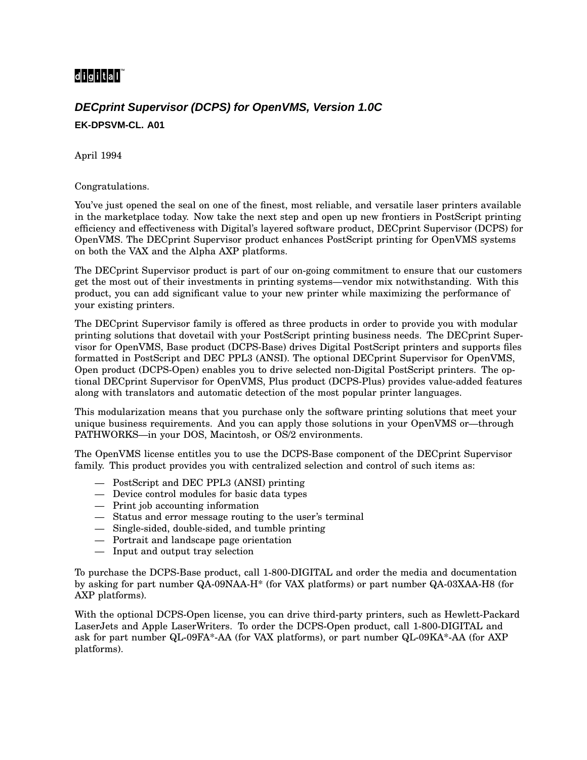digital™

## *DECprint Supervisor (DCPS) for OpenVMS, Version 1.0C*

**EK-DPSVM-CL. A01**

April 1994

Congratulations.

You've just opened the seal on one of the finest, most reliable, and versatile laser printers available in the marketplace today. Now take the next step and open up new frontiers in PostScript printing efficiency and effectiveness with Digital's layered software product, DECprint Supervisor (DCPS) for OpenVMS. The DECprint Supervisor product enhances PostScript printing for OpenVMS systems on both the VAX and the Alpha AXP platforms.

The DECprint Supervisor product is part of our on-going commitment to ensure that our customers get the most out of their investments in printing systems—vendor mix notwithstanding. With this product, you can add significant value to your new printer while maximizing the performance of your existing printers.

The DECprint Supervisor family is offered as three products in order to provide you with modular printing solutions that dovetail with your PostScript printing business needs. The DECprint Supervisor for OpenVMS, Base product (DCPS-Base) drives Digital PostScript printers and supports files formatted in PostScript and DEC PPL3 (ANSI). The optional DECprint Supervisor for OpenVMS, Open product (DCPS-Open) enables you to drive selected non-Digital PostScript printers. The optional DECprint Supervisor for OpenVMS, Plus product (DCPS-Plus) provides value-added features along with translators and automatic detection of the most popular printer languages.

This modularization means that you purchase only the software printing solutions that meet your unique business requirements. And you can apply those solutions in your OpenVMS or—through PATHWORKS—in your DOS, Macintosh, or OS/2 environments.

The OpenVMS license entitles you to use the DCPS-Base component of the DECprint Supervisor family. This product provides you with centralized selection and control of such items as:

- PostScript and DEC PPL3 (ANSI) printing
- Device control modules for basic data types
- Print job accounting information
- Status and error message routing to the user's terminal
- Single-sided, double-sided, and tumble printing
- Portrait and landscape page orientation
- Input and output tray selection

To purchase the DCPS-Base product, call 1-800-DIGITAL and order the media and documentation by asking for part number QA-09NAA-H* (for VAX platforms) or part number QA-03XAA-H8 (for AXP platforms).

With the optional DCPS-Open license, you can drive third-party printers, such as Hewlett-Packard LaserJets and Apple LaserWriters. To order the DCPS-Open product, call 1-800-DIGITAL and ask for part number QL-09FA*-AA (for VAX platforms), or part number QL-09KA*-AA (for AXP platforms).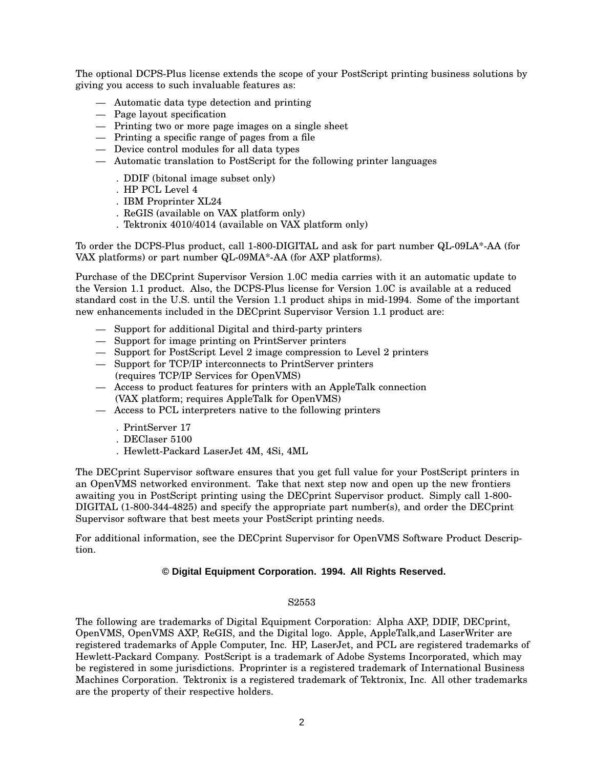The optional DCPS-Plus license extends the scope of your PostScript printing business solutions by giving you access to such invaluable features as:

- Automatic data type detection and printing
- Page layout specification
- Printing two or more page images on a single sheet
- Printing a specific range of pages from a file
- Device control modules for all data types
- Automatic translation to PostScript for the following printer languages
  - DDIF (bitonal image subset only)
  - HP PCL Level 4
  - IBM Proprinter XL24
  - ReGIS (available on VAX platform only)
  - Tektronix 4010/4014 (available on VAX platform only)

To order the DCPS-Plus product, call 1-800-DIGITAL and ask for part number QL-09LA*-AA (for VAX platforms) or part number QL-09MA*-AA (for AXP platforms).

Purchase of the DECprint Supervisor Version 1.0C media carries with it an automatic update to the Version 1.1 product. Also, the DCPS-Plus license for Version 1.0C is available at a reduced standard cost in the U.S. until the Version 1.1 product ships in mid-1994. Some of the important new enhancements included in the DECprint Supervisor Version 1.1 product are:

- Support for additional Digital and third-party printers
- Support for image printing on PrintServer printers
- Support for PostScript Level 2 image compression to Level 2 printers
- Support for TCP/IP interconnects to PrintServer printers (requires TCP/IP Services for OpenVMS)
- Access to product features for printers with an AppleTalk connection (VAX platform; requires AppleTalk for OpenVMS)
- Access to PCL interpreters native to the following printers
  - PrintServer 17
  - DEClaser 5100
  - Hewlett-Packard LaserJet 4M, 4Si, 4ML

The DECprint Supervisor software ensures that you get full value for your PostScript printers in an OpenVMS networked environment. Take that next step now and open up the new frontiers awaiting you in PostScript printing using the DECprint Supervisor product. Simply call 1-800-DIGITAL (1-800-344-4825) and specify the appropriate part number(s), and order the DECprint Supervisor software that best meets your PostScript printing needs.

For additional information, see the DECprint Supervisor for OpenVMS Software Product Description.

**© Digital Equipment Corporation. 1994. All Rights Reserved.**

S2553

The following are trademarks of Digital Equipment Corporation: Alpha AXP, DDIF, DECprint, OpenVMS, OpenVMS AXP, ReGIS, and the Digital logo. Apple, AppleTalk,and LaserWriter are registered trademarks of Apple Computer, Inc. HP, LaserJet, and PCL are registered trademarks of Hewlett-Packard Company. PostScript is a trademark of Adobe Systems Incorporated, which may be registered in some jurisdictions. Proprinter is a registered trademark of International Business Machines Corporation. Tektronix is a registered trademark of Tektronix, Inc. All other trademarks are the property of their respective holders.